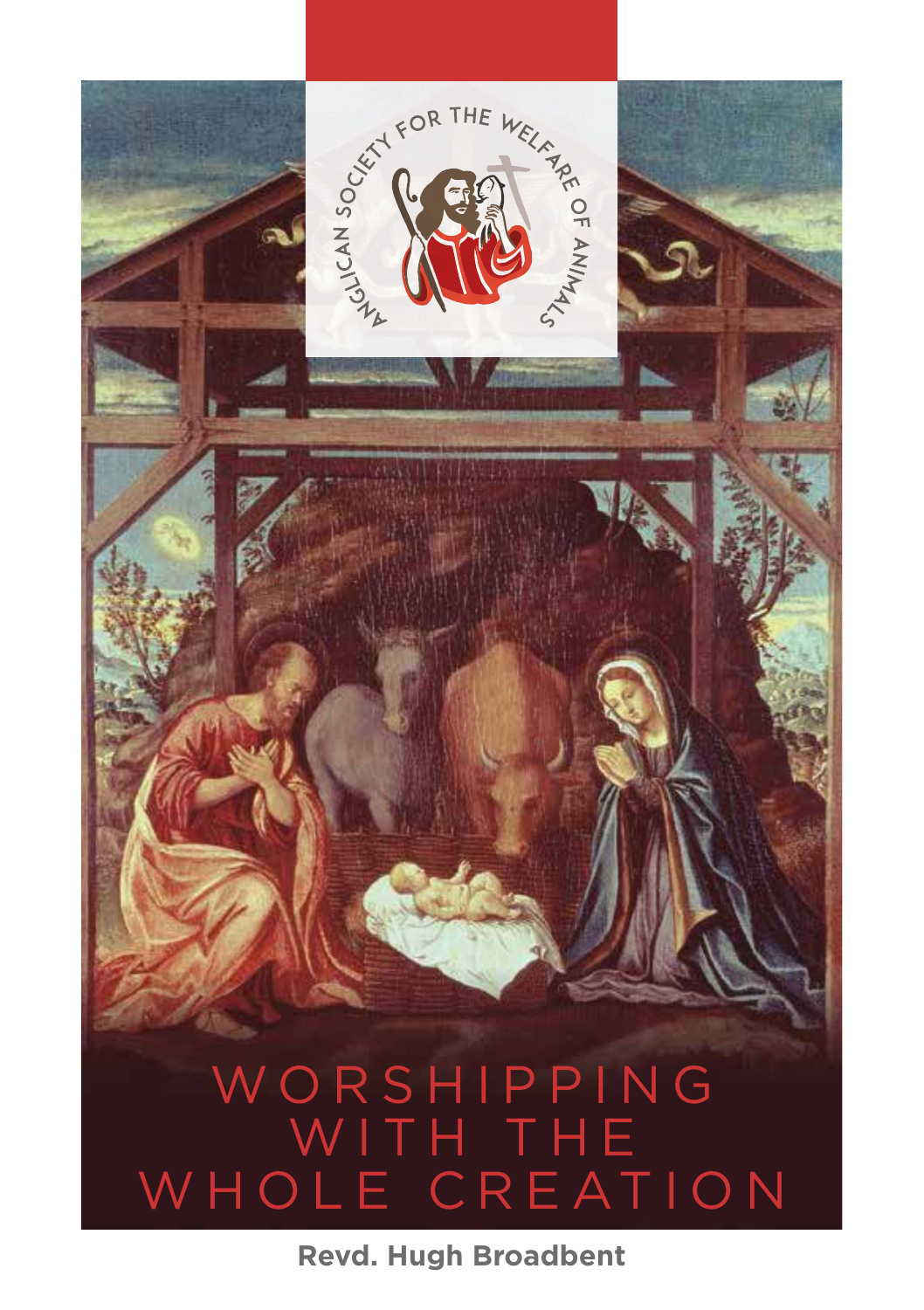ANGLICAN SOCIETY FOR THE WELFARE OF ANIMALS

# WORSHIPPING WITH THE WHOLE CREATION

**Revd. Hugh Broadbent**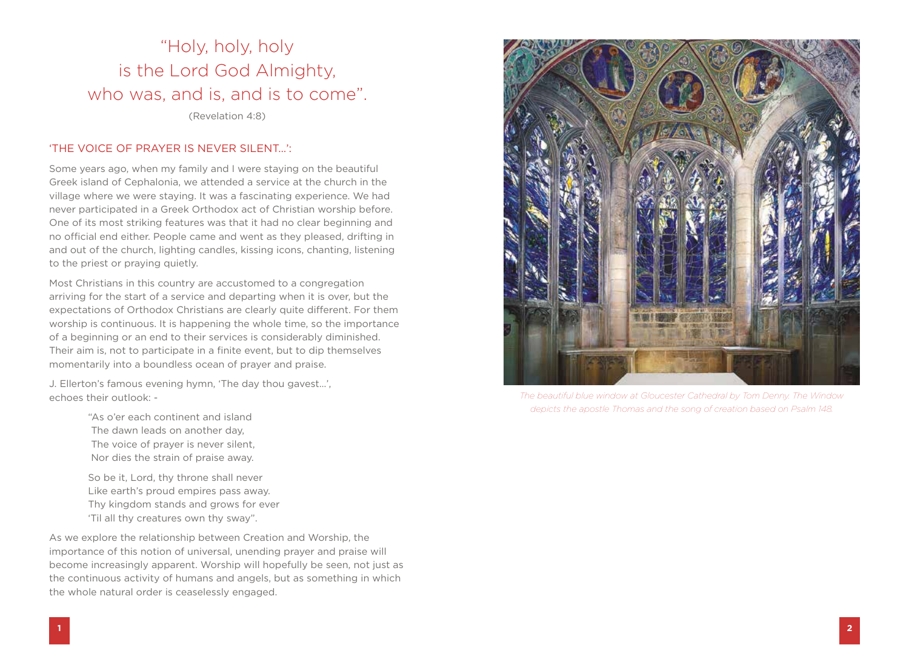"Holy, holy, holy
is the Lord God Almighty,
who was, and is, and is to come".

(Revelation 4:8)

## 'THE VOICE OF PRAYER IS NEVER SILENT...':

Some years ago, when my family and I were staying on the beautiful Greek island of Cephalonia, we attended a service at the church in the village where we were staying. It was a fascinating experience. We had never participated in a Greek Orthodox act of Christian worship before. One of its most striking features was that it had no clear beginning and no official end either. People came and went as they pleased, drifting in and out of the church, lighting candles, kissing icons, chanting, listening to the priest or praying quietly.

Most Christians in this country are accustomed to a congregation arriving for the start of a service and departing when it is over, but the expectations of Orthodox Christians are clearly quite different. For them worship is continuous. It is happening the whole time, so the importance of a beginning or an end to their services is considerably diminished. Their aim is, not to participate in a finite event, but to dip themselves momentarily into a boundless ocean of prayer and praise.

J. Ellerton's famous evening hymn, 'The day thou gavest...', echoes their outlook: -

> "As o'er each continent and island
> The dawn leads on another day,
> The voice of prayer is never silent,
> Nor dies the strain of praise away.
>
> So be it, Lord, thy throne shall never
> Like earth's proud empires pass away.
> Thy kingdom stands and grows for ever
> 'Til all thy creatures own thy sway".

As we explore the relationship between Creation and Worship, the importance of this notion of universal, unending prayer and praise will become increasingly apparent. Worship will hopefully be seen, not just as the continuous activity of humans and angels, but as something in which the whole natural order is ceaselessly engaged.

*The beautiful blue window at Gloucester Cathedral by Tom Denny. The Window depicts the apostle Thomas and the song of creation based on Psalm 148.*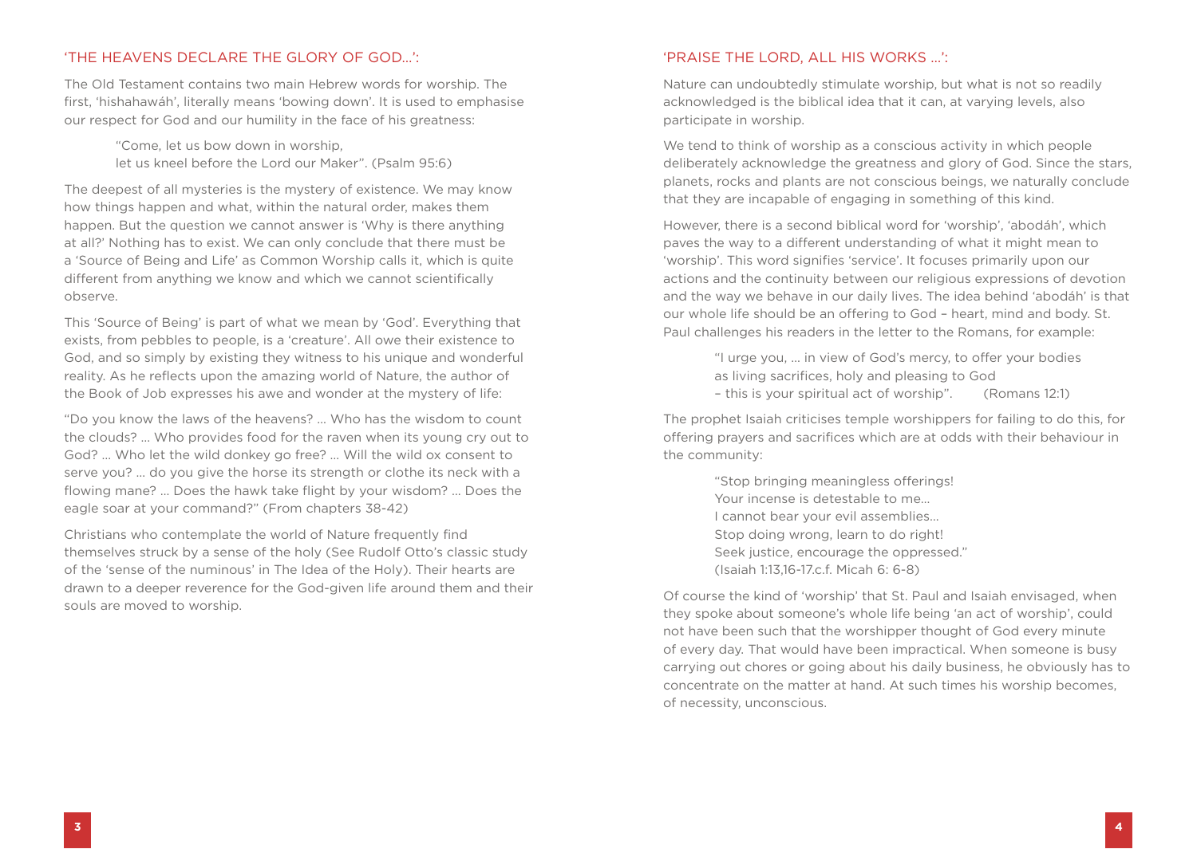## 'THE HEAVENS DECLARE THE GLORY OF GOD...':

The Old Testament contains two main Hebrew words for worship. The first, 'hishahawáh', literally means 'bowing down'. It is used to emphasise our respect for God and our humility in the face of his greatness:

> "Come, let us bow down in worship,
> let us kneel before the Lord our Maker". (Psalm 95:6)

The deepest of all mysteries is the mystery of existence. We may know how things happen and what, within the natural order, makes them happen. But the question we cannot answer is 'Why is there anything at all?' Nothing has to exist. We can only conclude that there must be a 'Source of Being and Life' as Common Worship calls it, which is quite different from anything we know and which we cannot scientifically observe.

This 'Source of Being' is part of what we mean by 'God'. Everything that exists, from pebbles to people, is a 'creature'. All owe their existence to God, and so simply by existing they witness to his unique and wonderful reality. As he reflects upon the amazing world of Nature, the author of the Book of Job expresses his awe and wonder at the mystery of life:

"Do you know the laws of the heavens? ... Who has the wisdom to count the clouds? ... Who provides food for the raven when its young cry out to God? ... Who let the wild donkey go free? ... Will the wild ox consent to serve you? ... do you give the horse its strength or clothe its neck with a flowing mane? ... Does the hawk take flight by your wisdom? ... Does the eagle soar at your command?" (From chapters 38-42)

Christians who contemplate the world of Nature frequently find themselves struck by a sense of the holy (See Rudolf Otto's classic study of the 'sense of the numinous' in The Idea of the Holy). Their hearts are drawn to a deeper reverence for the God-given life around them and their souls are moved to worship.

## 'PRAISE THE LORD, ALL HIS WORKS ...':

Nature can undoubtedly stimulate worship, but what is not so readily acknowledged is the biblical idea that it can, at varying levels, also participate in worship.

We tend to think of worship as a conscious activity in which people deliberately acknowledge the greatness and glory of God. Since the stars, planets, rocks and plants are not conscious beings, we naturally conclude that they are incapable of engaging in something of this kind.

However, there is a second biblical word for 'worship', 'abodáh', which paves the way to a different understanding of what it might mean to 'worship'. This word signifies 'service'. It focuses primarily upon our actions and the continuity between our religious expressions of devotion and the way we behave in our daily lives. The idea behind 'abodáh' is that our whole life should be an offering to God – heart, mind and body. St. Paul challenges his readers in the letter to the Romans, for example:

> "I urge you, ... in view of God's mercy, to offer your bodies
> as living sacrifices, holy and pleasing to God
> – this is your spiritual act of worship". (Romans 12:1)

The prophet Isaiah criticises temple worshippers for failing to do this, for offering prayers and sacrifices which are at odds with their behaviour in the community:

> "Stop bringing meaningless offerings!
> Your incense is detestable to me...
> I cannot bear your evil assemblies...
> Stop doing wrong, learn to do right!
> Seek justice, encourage the oppressed."
> (Isaiah 1:13,16-17.c.f. Micah 6: 6-8)

Of course the kind of 'worship' that St. Paul and Isaiah envisaged, when they spoke about someone's whole life being 'an act of worship', could not have been such that the worshipper thought of God every minute of every day. That would have been impractical. When someone is busy carrying out chores or going about his daily business, he obviously has to concentrate on the matter at hand. At such times his worship becomes, of necessity, unconscious.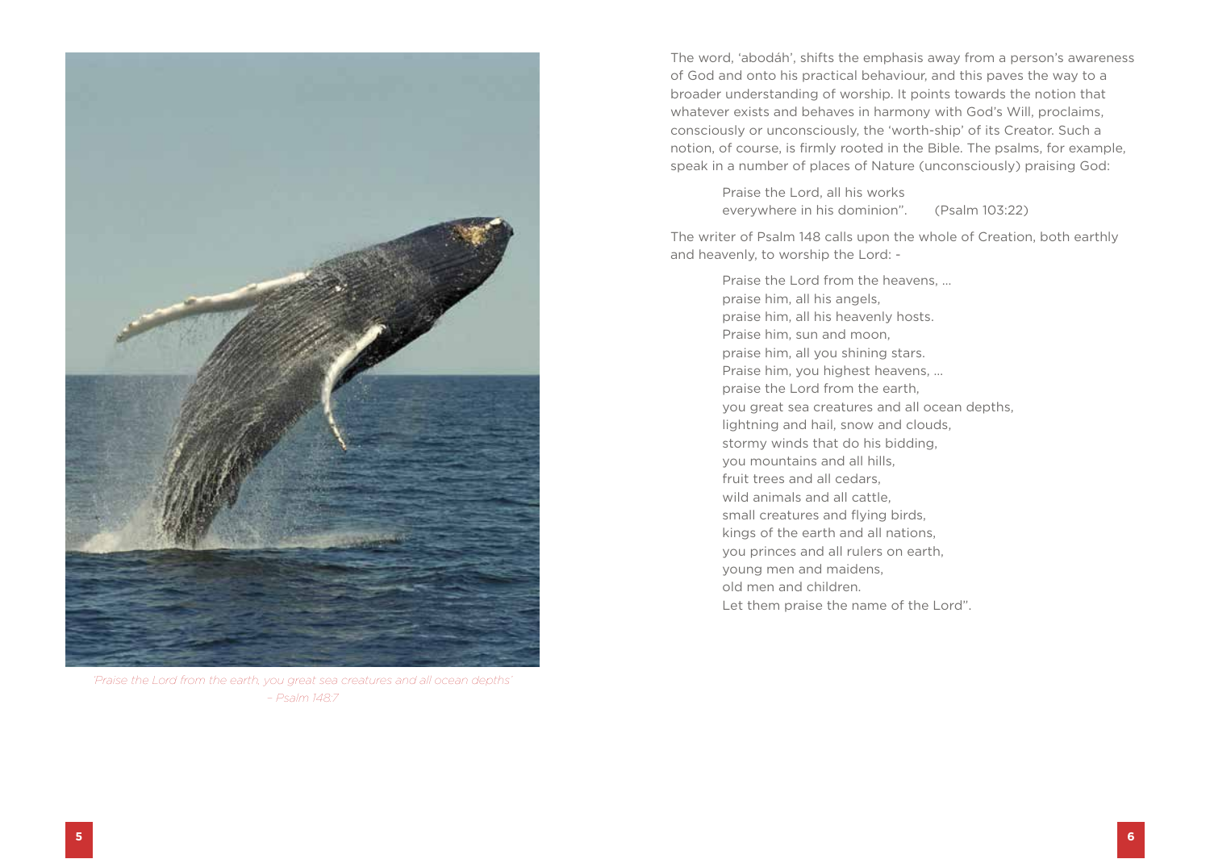*'Praise the Lord from the earth, you great sea creatures and all ocean depths' – Psalm 148:7*

The word, 'abodáh', shifts the emphasis away from a person's awareness of God and onto his practical behaviour, and this paves the way to a broader understanding of worship. It points towards the notion that whatever exists and behaves in harmony with God's Will, proclaims, consciously or unconsciously, the 'worth-ship' of its Creator. Such a notion, of course, is firmly rooted in the Bible. The psalms, for example, speak in a number of places of Nature (unconsciously) praising God:

> Praise the Lord, all his works
> everywhere in his dominion". (Psalm 103:22)

The writer of Psalm 148 calls upon the whole of Creation, both earthly and heavenly, to worship the Lord: -

> Praise the Lord from the heavens, …
> praise him, all his angels,
> praise him, all his heavenly hosts.
> Praise him, sun and moon,
> praise him, all you shining stars.
> Praise him, you highest heavens, …
> praise the Lord from the earth,
> you great sea creatures and all ocean depths,
> lightning and hail, snow and clouds,
> stormy winds that do his bidding,
> you mountains and all hills,
> fruit trees and all cedars,
> wild animals and all cattle,
> small creatures and flying birds,
> kings of the earth and all nations,
> you princes and all rulers on earth,
> young men and maidens,
> old men and children.
> Let them praise the name of the Lord".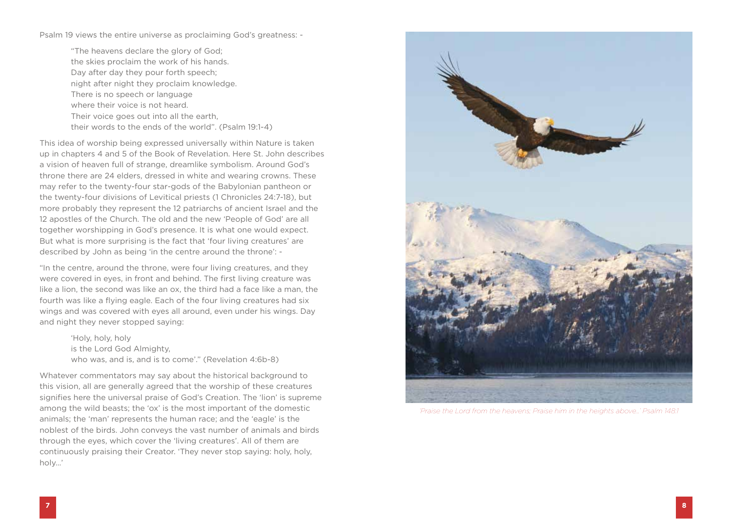Psalm 19 views the entire universe as proclaiming God's greatness: -

> "The heavens declare the glory of God;
> the skies proclaim the work of his hands.
> Day after day they pour forth speech;
> night after night they proclaim knowledge.
> There is no speech or language
> where their voice is not heard.
> Their voice goes out into all the earth,
> their words to the ends of the world". (Psalm 19:1-4)

This idea of worship being expressed universally within Nature is taken up in chapters 4 and 5 of the Book of Revelation. Here St. John describes a vision of heaven full of strange, dreamlike symbolism. Around God's throne there are 24 elders, dressed in white and wearing crowns. These may refer to the twenty-four star-gods of the Babylonian pantheon or the twenty-four divisions of Levitical priests (1 Chronicles 24:7-18), but more probably they represent the 12 patriarchs of ancient Israel and the 12 apostles of the Church. The old and the new 'People of God' are all together worshipping in God's presence. It is what one would expect. But what is more surprising is the fact that 'four living creatures' are described by John as being 'in the centre around the throne': -

"In the centre, around the throne, were four living creatures, and they were covered in eyes, in front and behind. The first living creature was like a lion, the second was like an ox, the third had a face like a man, the fourth was like a flying eagle. Each of the four living creatures had six wings and was covered with eyes all around, even under his wings. Day and night they never stopped saying:

> 'Holy, holy, holy
> is the Lord God Almighty,
> who was, and is, and is to come'." (Revelation 4:6b-8)

Whatever commentators may say about the historical background to this vision, all are generally agreed that the worship of these creatures signifies here the universal praise of God's Creation. The 'lion' is supreme among the wild beasts; the 'ox' is the most important of the domestic animals; the 'man' represents the human race; and the 'eagle' is the noblest of the birds. John conveys the vast number of animals and birds through the eyes, which cover the 'living creatures'. All of them are continuously praising their Creator. 'They never stop saying: holy, holy, holy...'

*'Praise the Lord from the heavens; Praise him in the heights above...' Psalm 148:1*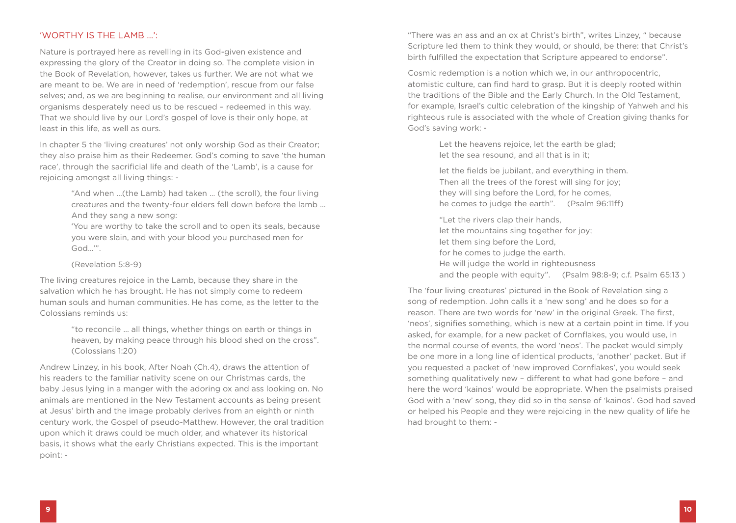## 'WORTHY IS THE LAMB ...':

Nature is portrayed here as revelling in its God-given existence and expressing the glory of the Creator in doing so. The complete vision in the Book of Revelation, however, takes us further. We are not what we are meant to be. We are in need of 'redemption', rescue from our false selves; and, as we are beginning to realise, our environment and all living organisms desperately need us to be rescued – redeemed in this way. That we should live by our Lord's gospel of love is their only hope, at least in this life, as well as ours.

In chapter 5 the 'living creatures' not only worship God as their Creator; they also praise him as their Redeemer. God's coming to save 'the human race', through the sacrificial life and death of the 'Lamb', is a cause for rejoicing amongst all living things: -

> "And when ...(the Lamb) had taken ... (the scroll), the four living creatures and the twenty-four elders fell down before the lamb ... And they sang a new song:
> 'You are worthy to take the scroll and to open its seals, because you were slain, and with your blood you purchased men for God...'".
>
> (Revelation 5:8-9)

The living creatures rejoice in the Lamb, because they share in the salvation which he has brought. He has not simply come to redeem human souls and human communities. He has come, as the letter to the Colossians reminds us:

> "to reconcile ... all things, whether things on earth or things in heaven, by making peace through his blood shed on the cross". (Colossians 1:20)

Andrew Linzey, in his book, After Noah (Ch.4), draws the attention of his readers to the familiar nativity scene on our Christmas cards, the baby Jesus lying in a manger with the adoring ox and ass looking on. No animals are mentioned in the New Testament accounts as being present at Jesus' birth and the image probably derives from an eighth or ninth century work, the Gospel of pseudo-Matthew. However, the oral tradition upon which it draws could be much older, and whatever its historical basis, it shows what the early Christians expected. This is the important point: -

"There was an ass and an ox at Christ's birth", writes Linzey, " because Scripture led them to think they would, or should, be there: that Christ's birth fulfilled the expectation that Scripture appeared to endorse".

Cosmic redemption is a notion which we, in our anthropocentric, atomistic culture, can find hard to grasp. But it is deeply rooted within the traditions of the Bible and the Early Church. In the Old Testament, for example, Israel's cultic celebration of the kingship of Yahweh and his righteous rule is associated with the whole of Creation giving thanks for God's saving work: -

> Let the heavens rejoice, let the earth be glad;
> let the sea resound, and all that is in it;
>
> let the fields be jubilant, and everything in them.
> Then all the trees of the forest will sing for joy;
> they will sing before the Lord, for he comes,
> he comes to judge the earth". (Psalm 96:11ff)
>
> "Let the rivers clap their hands,
> let the mountains sing together for joy;
> let them sing before the Lord,
> for he comes to judge the earth.
> He will judge the world in righteousness
> and the people with equity". (Psalm 98:8-9; c.f. Psalm 65:13 )

The 'four living creatures' pictured in the Book of Revelation sing a song of redemption. John calls it a 'new song' and he does so for a reason. There are two words for 'new' in the original Greek. The first, 'neos', signifies something, which is new at a certain point in time. If you asked, for example, for a new packet of Cornflakes, you would use, in the normal course of events, the word 'neos'. The packet would simply be one more in a long line of identical products, 'another' packet. But if you requested a packet of 'new improved Cornflakes', you would seek something qualitatively new – different to what had gone before – and here the word 'kainos' would be appropriate. When the psalmists praised God with a 'new' song, they did so in the sense of 'kainos'. God had saved or helped his People and they were rejoicing in the new quality of life he had brought to them: -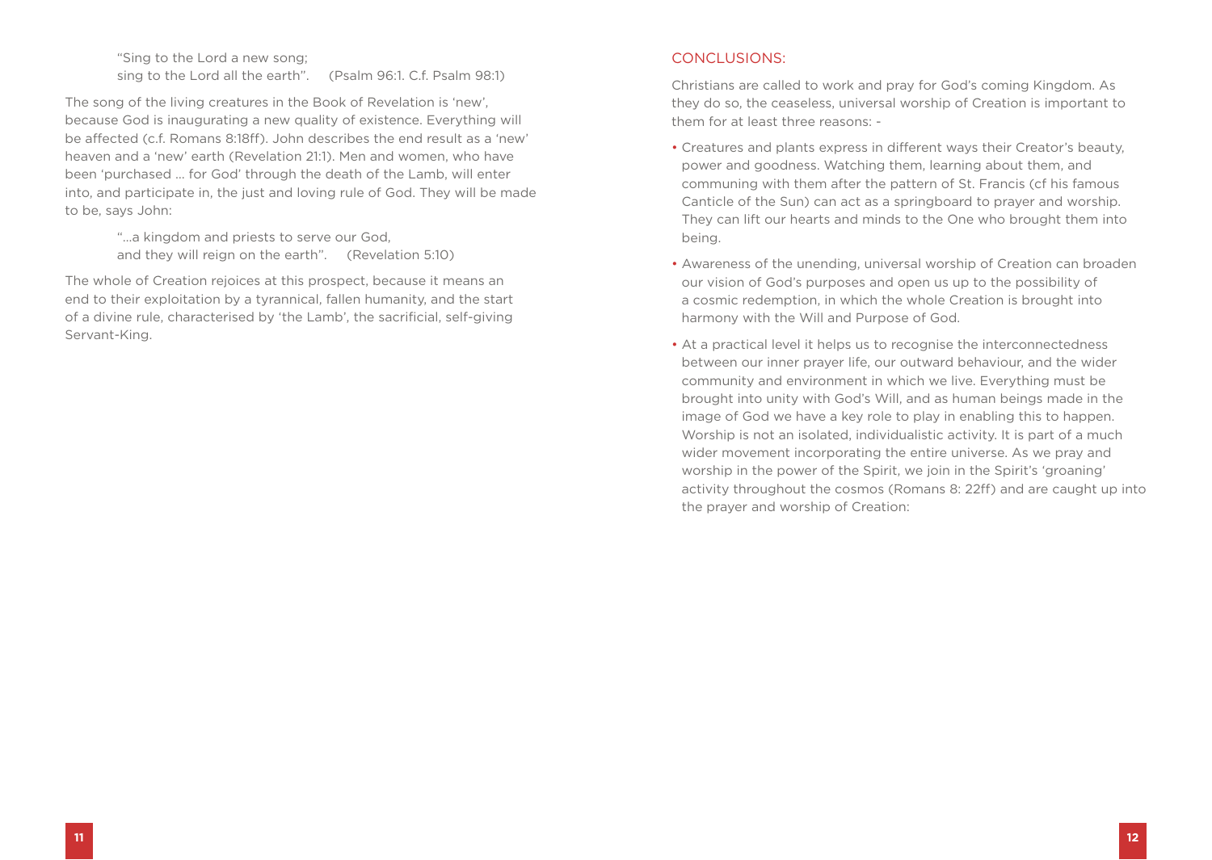> "Sing to the Lord a new song;
> sing to the Lord all the earth". (Psalm 96:1. C.f. Psalm 98:1)

The song of the living creatures in the Book of Revelation is 'new', because God is inaugurating a new quality of existence. Everything will be affected (c.f. Romans 8:18ff). John describes the end result as a 'new' heaven and a 'new' earth (Revelation 21:1). Men and women, who have been 'purchased … for God' through the death of the Lamb, will enter into, and participate in, the just and loving rule of God. They will be made to be, says John:

> "…a kingdom and priests to serve our God,
> and they will reign on the earth". (Revelation 5:10)

The whole of Creation rejoices at this prospect, because it means an end to their exploitation by a tyrannical, fallen humanity, and the start of a divine rule, characterised by 'the Lamb', the sacrificial, self-giving Servant-King.

## CONCLUSIONS:

Christians are called to work and pray for God's coming Kingdom. As they do so, the ceaseless, universal worship of Creation is important to them for at least three reasons: -

- Creatures and plants express in different ways their Creator's beauty, power and goodness. Watching them, learning about them, and communing with them after the pattern of St. Francis (cf his famous Canticle of the Sun) can act as a springboard to prayer and worship. They can lift our hearts and minds to the One who brought them into being.
- Awareness of the unending, universal worship of Creation can broaden our vision of God's purposes and open us up to the possibility of a cosmic redemption, in which the whole Creation is brought into harmony with the Will and Purpose of God.
- At a practical level it helps us to recognise the interconnectedness between our inner prayer life, our outward behaviour, and the wider community and environment in which we live. Everything must be brought into unity with God's Will, and as human beings made in the image of God we have a key role to play in enabling this to happen. Worship is not an isolated, individualistic activity. It is part of a much wider movement incorporating the entire universe. As we pray and worship in the power of the Spirit, we join in the Spirit's 'groaning' activity throughout the cosmos (Romans 8: 22ff) and are caught up into the prayer and worship of Creation: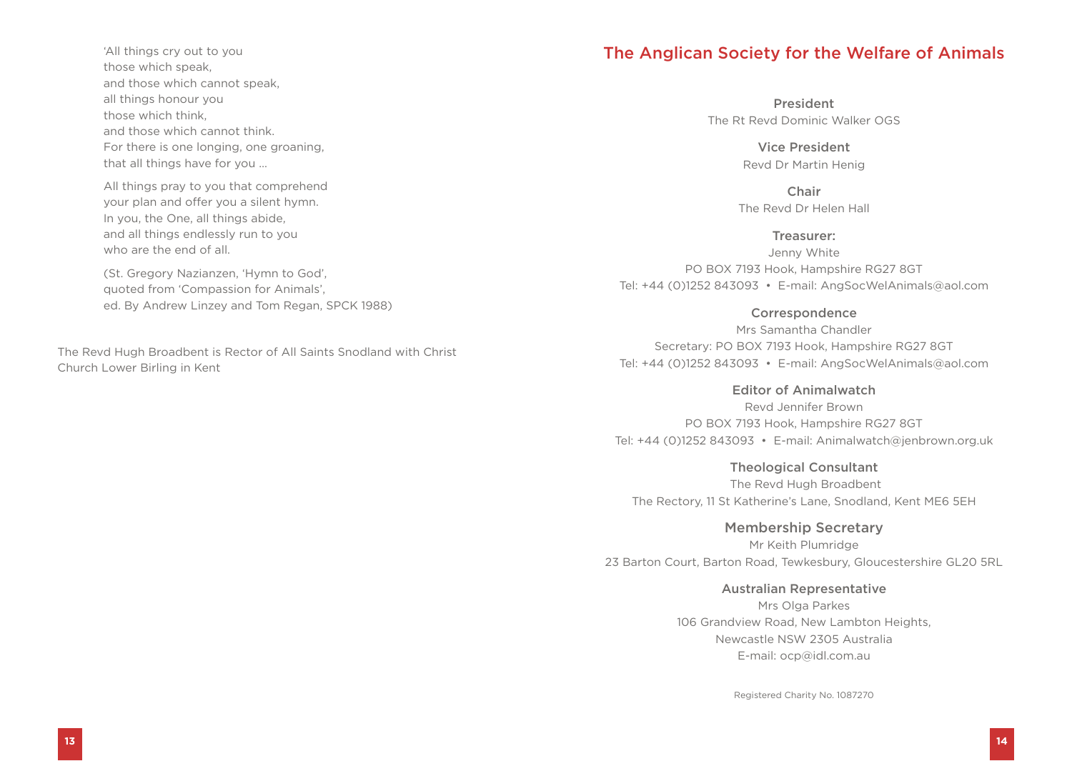'All things cry out to you
those which speak,
and those which cannot speak,
all things honour you
those which think,
and those which cannot think.
For there is one longing, one groaning,
that all things have for you …

All things pray to you that comprehend
your plan and offer you a silent hymn.
In you, the One, all things abide,
and all things endlessly run to you
who are the end of all.

(St. Gregory Nazianzen, 'Hymn to God',
quoted from 'Compassion for Animals',
ed. By Andrew Linzey and Tom Regan, SPCK 1988)

The Revd Hugh Broadbent is Rector of All Saints Snodland with Christ Church Lower Birling in Kent

## The Anglican Society for the Welfare of Animals

**President**
The Rt Revd Dominic Walker OGS

**Vice President**
Revd Dr Martin Henig

**Chair**
The Revd Dr Helen Hall

**Treasurer:**
Jenny White
PO BOX 7193 Hook, Hampshire RG27 8GT
Tel: +44 (0)1252 843093 • E-mail: AngSocWelAnimals@aol.com

**Correspondence**
Mrs Samantha Chandler
Secretary: PO BOX 7193 Hook, Hampshire RG27 8GT
Tel: +44 (0)1252 843093 • E-mail: AngSocWelAnimals@aol.com

**Editor of Animalwatch**
Revd Jennifer Brown
PO BOX 7193 Hook, Hampshire RG27 8GT
Tel: +44 (0)1252 843093 • E-mail: Animalwatch@jenbrown.org.uk

**Theological Consultant**
The Revd Hugh Broadbent
The Rectory, 11 St Katherine's Lane, Snodland, Kent ME6 5EH

**Membership Secretary**
Mr Keith Plumridge
23 Barton Court, Barton Road, Tewkesbury, Gloucestershire GL20 5RL

**Australian Representative**
Mrs Olga Parkes
106 Grandview Road, New Lambton Heights,
Newcastle NSW 2305 Australia
E-mail: ocp@idl.com.au

Registered Charity No. 1087270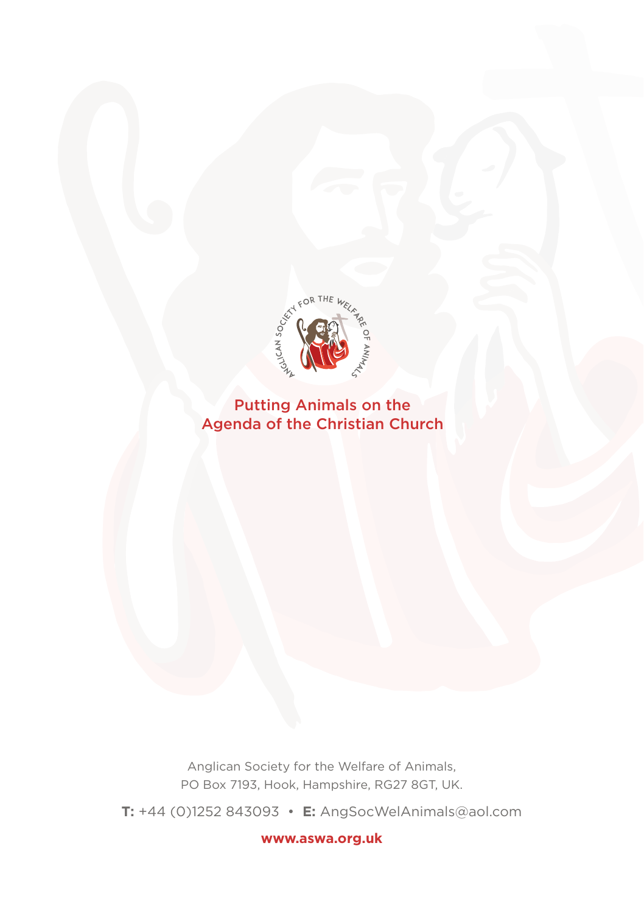Putting Animals on the
Agenda of the Christian Church

Anglican Society for the Welfare of Animals,
PO Box 7193, Hook, Hampshire, RG27 8GT, UK.

**T:** +44 (0)1252 843093 • **E:** AngSocWelAnimals@aol.com

**www.aswa.org.uk**